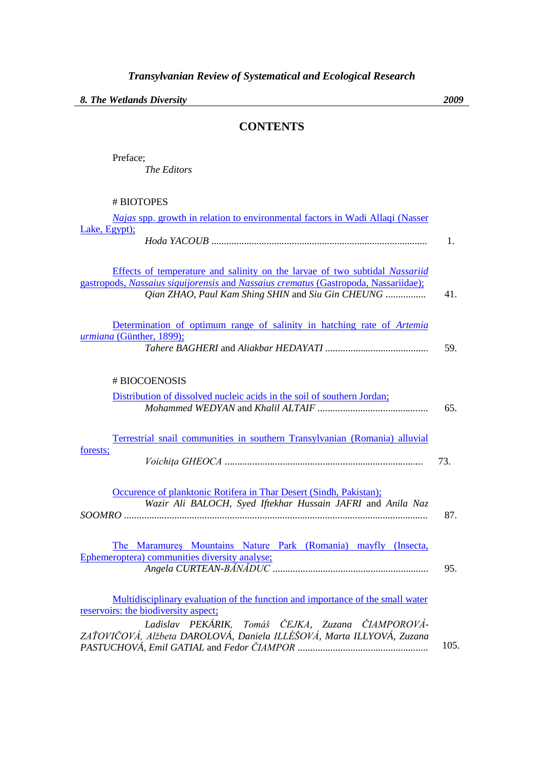*Transylvanian Review of Systematical and Ecological Research*

***8. The Wetlands Diversity*** — ***2009***

## CONTENTS

Preface;
*The Editors*

# BIOTOPES

*Najas* spp. growth in relation to environmental factors in Wadi Allaqi (Nasser Lake, Egypt);
*Hoda YACOUB* ..................................................................................... 1.

Effects of temperature and salinity on the larvae of two subtidal *Nassariid* gastropods, *Nassaius siquijorensis* and *Nassaius crematus* (Gastropoda, Nassariidae);
*Qian ZHAO, Paul Kam Shing SHIN* and *Siu Gin CHEUNG* ................ 41.

Determination of optimum range of salinity in hatching rate of *Artemia urmiana* (Günther, 1899);
*Tahere BAGHERI* and *Aliakbar HEDAYATI* ......................................... 59.

# BIOCOENOSIS

Distribution of dissolved nucleic acids in the soil of southern Jordan;
*Mohammed WEDYAN* and *Khalil ALTAIF* ............................................ 65.

Terrestrial snail communities in southern Transylvanian (Romania) alluvial forests;
*Voichiţa GHEOCA* .............................................................................. 73.

Occurence of planktonic Rotifera in Thar Desert (Sindh, Pakistan);
*Wazir Ali BALOCH, Syed Iftekhar Hussain JAFRI* and *Anila Naz SOOMRO* ........................................................................................................ 87.

The Maramureş Mountains Nature Park (Romania) mayfly (Insecta, Ephemeroptera) communities diversity analyse;
*Angela CURTEAN-BĂNĂDUC* ............................................................. 95.

Multidisciplinary evaluation of the function and importance of the small water reservoirs: the biodiversity aspect;
*Ladislav PEKÁRIK, Tomáš ČEJKA, Zuzana ČIAMPOROVÁ-ZAŤOVIČOVÁ, Alžbeta DAROLOVÁ, Daniela ILLÉŠOVÁ, Marta ILLYOVÁ, Zuzana PASTUCHOVÁ, Emil GATIAL* and *Fedor ČIAMPOR* ................................................... 105.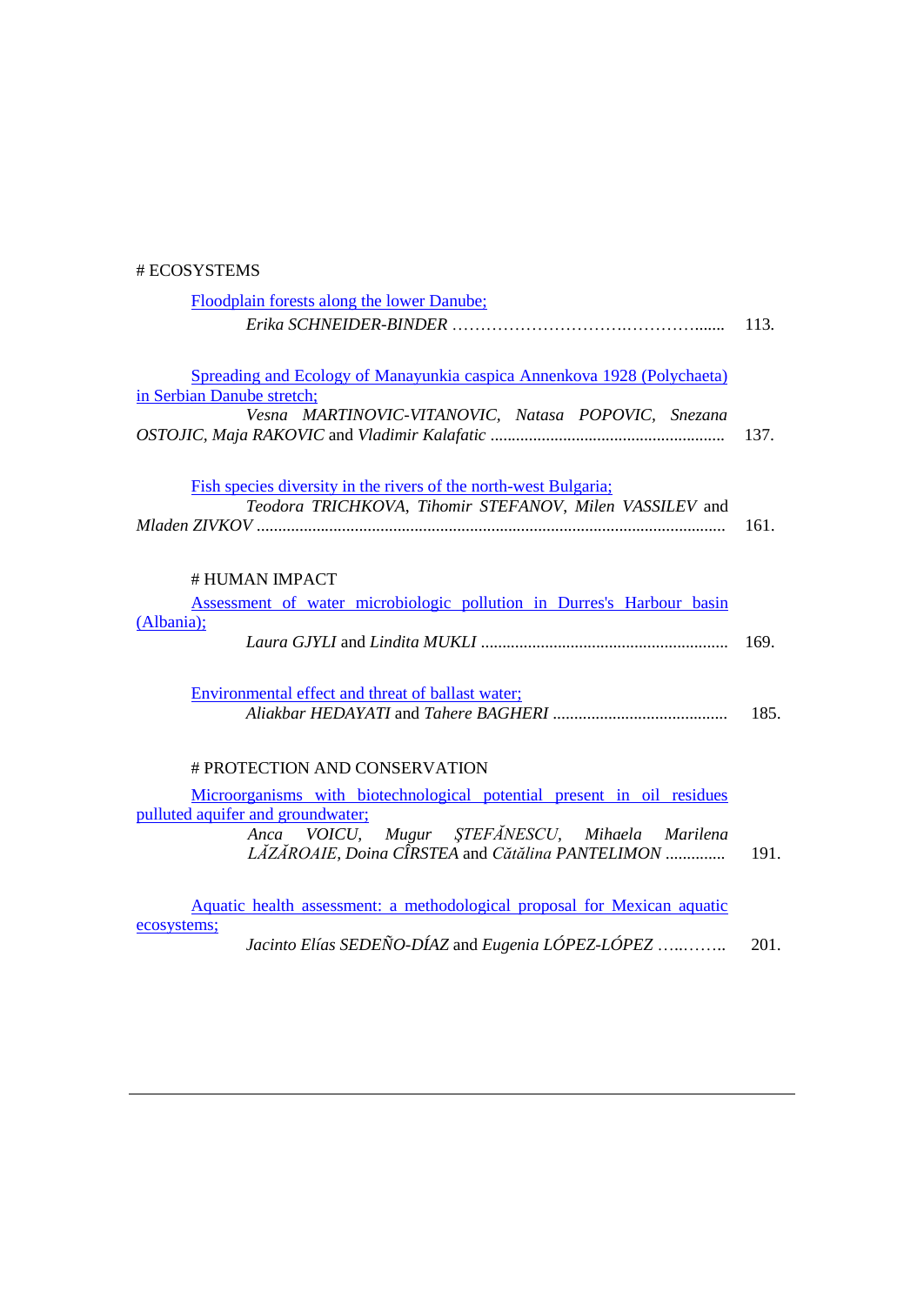# ECOSYSTEMS

Floodplain forests along the lower Danube;
*Erika SCHNEIDER-BINDER* ................................................ 113.

Spreading and Ecology of Manayunkia caspica Annenkova 1928 (Polychaeta) in Serbian Danube stretch;
*Vesna MARTINOVIC-VITANOVIC, Natasa POPOVIC, Snezana OSTOJIC, Maja RAKOVIC* and *Vladimir Kalafatic* ...................................................... 137.

Fish species diversity in the rivers of the north-west Bulgaria;
*Teodora TRICHKOVA, Tihomir STEFANOV, Milen VASSILEV* and *Mladen ZIVKOV* ............................................................................................................ 161.

# HUMAN IMPACT

Assessment of water microbiologic pollution in Durres's Harbour basin (Albania);
*Laura GJYLI* and *Lindita MUKLI* ......................................................... 169.

Environmental effect and threat of ballast water;
*Aliakbar HEDAYATI* and *Tahere BAGHERI* ........................................ 185.

# PROTECTION AND CONSERVATION

Microorganisms with biotechnological potential present in oil residues pulluted aquifer and groundwater;
*Anca VOICU, Mugur ŞTEFĂNESCU, Mihaela Marilena LĂZĂROAIE, Doina CÎRSTEA* and *Cătălina PANTELIMON* ............. 191.

Aquatic health assessment: a methodological proposal for Mexican aquatic ecosystems;
*Jacinto Elías SEDEÑO-DÍAZ* and *Eugenia LÓPEZ-LÓPEZ* ……..…….. 201.